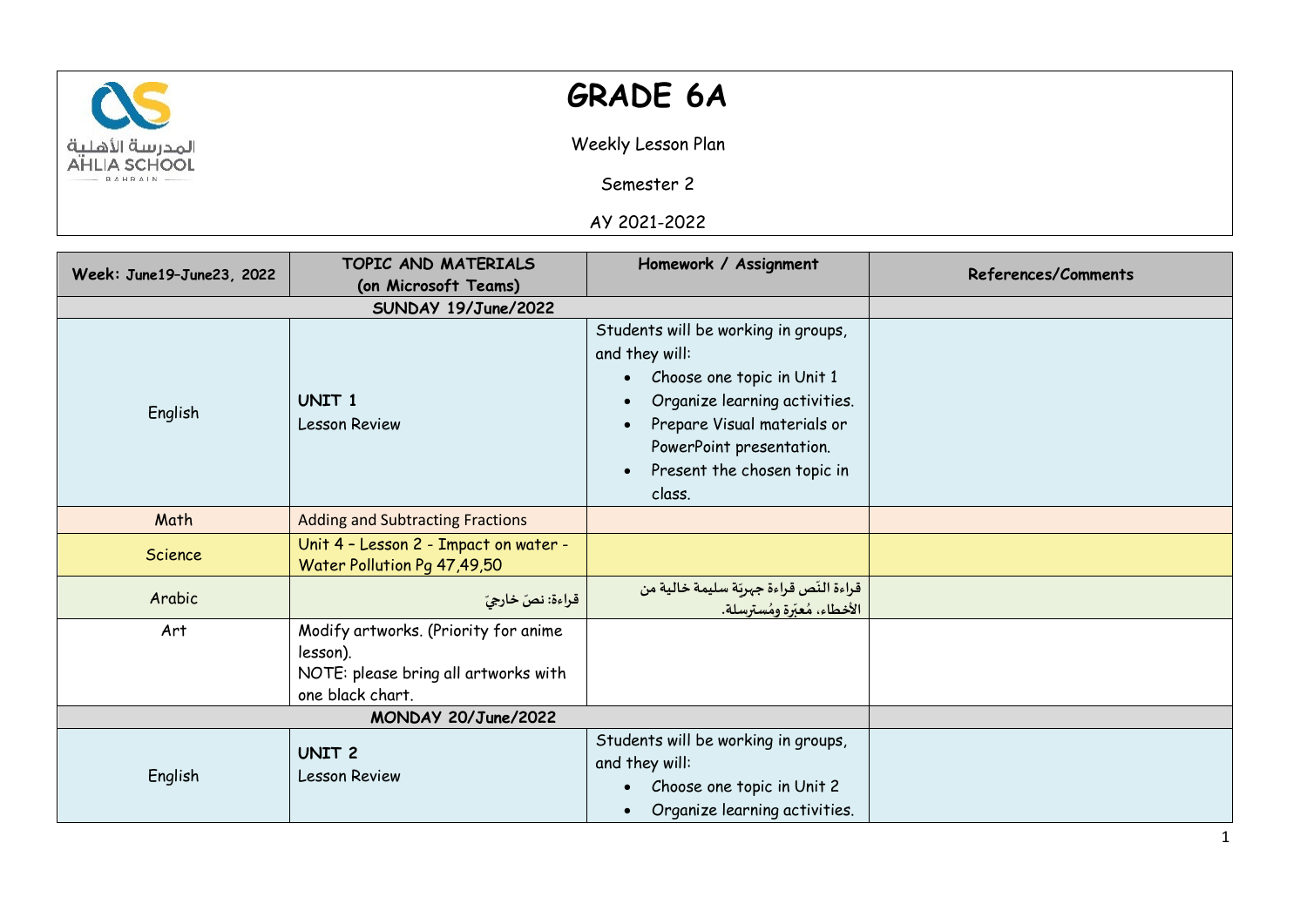# GRADE 6A

Weekly Lesson Plan

Semester 2

AY 2021-2022

| Week: June19–June23, 2022 | TOPIC AND MATERIALS (on Microsoft Teams) | Homework / Assignment | References/Comments |
|---|---|---|---|
| **SUNDAY 19/June/2022** | | | |
| English | **UNIT 1** Lesson Review | Students will be working in groups, and they will: <ul><li>Choose one topic in Unit 1</li><li>Organize learning activities.</li><li>Prepare Visual materials or PowerPoint presentation.</li><li>Present the chosen topic in class.</li></ul> | |
| Math | Adding and Subtracting Fractions | | |
| Science | Unit 4 – Lesson 2 - Impact on water - Water Pollution Pg 47,49,50 | | |
| Arabic | قراءة: نصّ خارجيّ | قراءة النّص قراءة جهريّة سليمة خالية من الأخطاء، مُعبّرة ومُسترسلة. | |
| Art | Modify artworks. (Priority for anime lesson). NOTE: please bring all artworks with one black chart. | | |
| **MONDAY 20/June/2022** | | | |
| English | **UNIT 2** Lesson Review | Students will be working in groups, and they will: <ul><li>Choose one topic in Unit 2</li><li>Organize learning activities.</li></ul> | |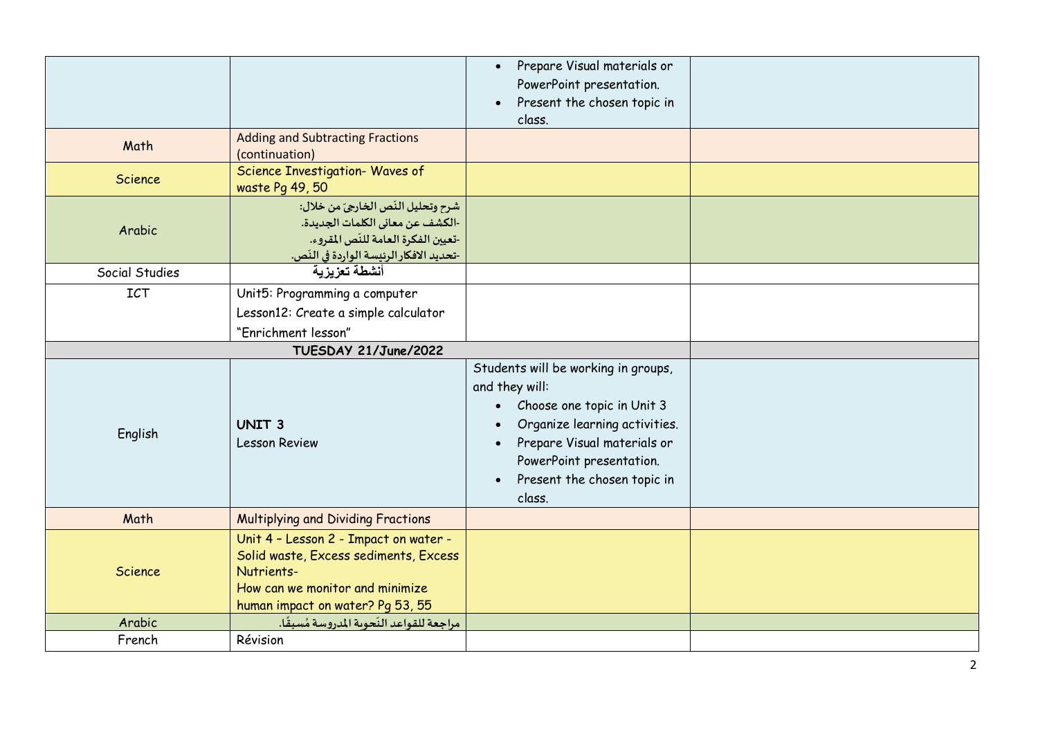| | | | |
|---|---|---|---|
| | | • Prepare Visual materials or PowerPoint presentation.<br>• Present the chosen topic in class. | |
| Math | Adding and Subtracting Fractions (continuation) | | |
| Science | Science Investigation- Waves of waste Pg 49, 50 | | |
| Arabic | شرح وتحليل النّص الخارجيّ من خلال:<br>-الكشف عن معاني الكلمات الجديدة.<br>-تعيين الفكرة العامة للنّص المقروء.<br>-تحديد الافكار الرئيسة الواردة في النّص. | | |
| Social Studies | أنشطة تعزيزية | | |
| ICT | Unit5: Programming a computer<br>Lesson12: Create a simple calculator<br>"Enrichment lesson" | | |
| **TUESDAY 21/June/2022** | | | |
| English | **UNIT 3**<br>Lesson Review | Students will be working in groups, and they will:<br>• Choose one topic in Unit 3<br>• Organize learning activities.<br>• Prepare Visual materials or PowerPoint presentation.<br>• Present the chosen topic in class. | |
| Math | Multiplying and Dividing Fractions | | |
| Science | Unit 4 – Lesson 2 - Impact on water - Solid waste, Excess sediments, Excess Nutrients-<br>How can we monitor and minimize human impact on water? Pg 53, 55 | | |
| Arabic | مراجعة للقواعد النّحوية المدروسة مُسبقًا. | | |
| French | Révision | | |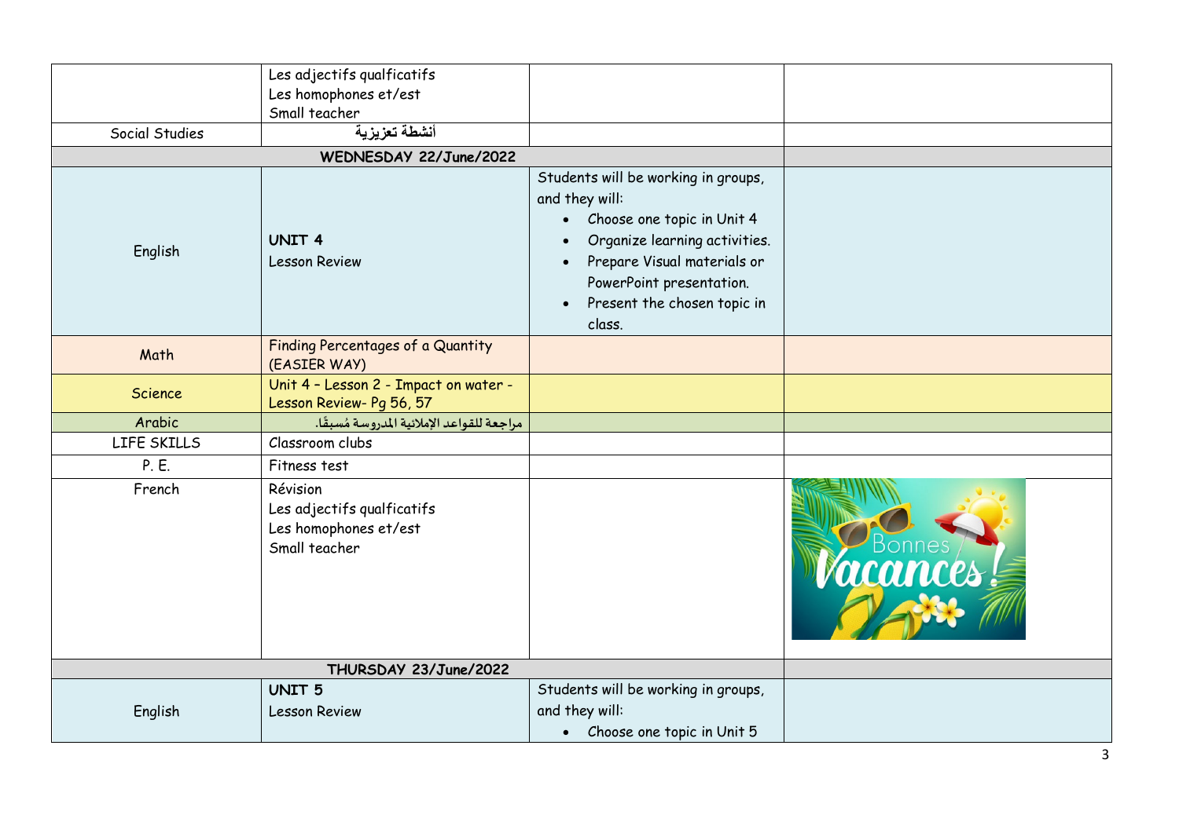| | | | |
|---|---|---|---|
| | Les adjectifs qualficatifs<br>Les homophones et/est<br>Small teacher | | |
| Social Studies | أنشطة تعزيزية | | |
| **WEDNESDAY 22/June/2022** | | | |
| English | **UNIT 4**<br>Lesson Review | Students will be working in groups, and they will:<br>• Choose one topic in Unit 4<br>• Organize learning activities.<br>• Prepare Visual materials or PowerPoint presentation.<br>• Present the chosen topic in class. | |
| Math | Finding Percentages of a Quantity (EASIER WAY) | | |
| Science | Unit 4 – Lesson 2 - Impact on water - Lesson Review- Pg 56, 57 | | |
| Arabic | مراجعة للقواعد الإملائية المدروسة مُسبقًا. | | |
| LIFE SKILLS | Classroom clubs | | |
| P. E. | Fitness test | | |
| French | Révision<br>Les adjectifs qualficatifs<br>Les homophones et/est<br>Small teacher | | |
| **THURSDAY 23/June/2022** | | | |
| English | **UNIT 5**<br>Lesson Review | Students will be working in groups, and they will:<br>• Choose one topic in Unit 5 | |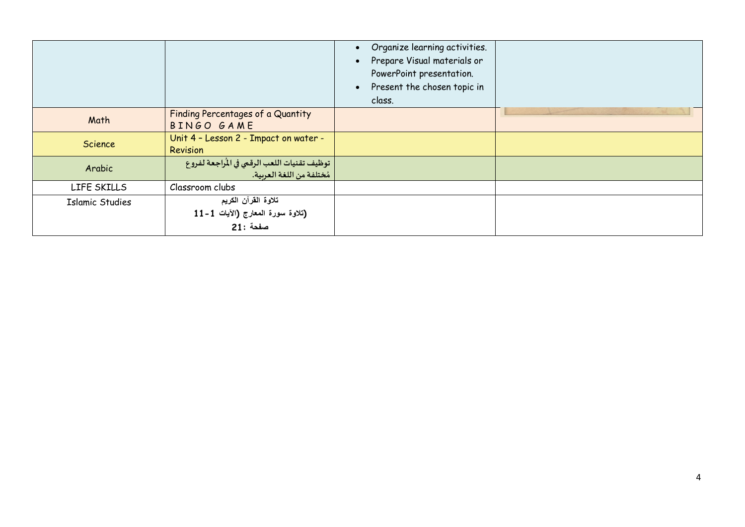| | | | |
|---|---|---|---|
| | | • Organize learning activities.<br>• Prepare Visual materials or PowerPoint presentation.<br>• Present the chosen topic in class. | |
| Math | Finding Percentages of a Quantity<br>BINGO GAME | | |
| Science | Unit 4 – Lesson 2 - Impact on water - Revision | | |
| Arabic | توظيف تقنيات اللعب الرقمي في المُراجعة لفروع مُختلفة من اللغة العربية. | | |
| LIFE SKILLS | Classroom clubs | | |
| Islamic Studies | تلاوة القرآن الكريم<br>(تلاوة سورة المعارج (الآيات 1-11<br>صفحة :21 | | |